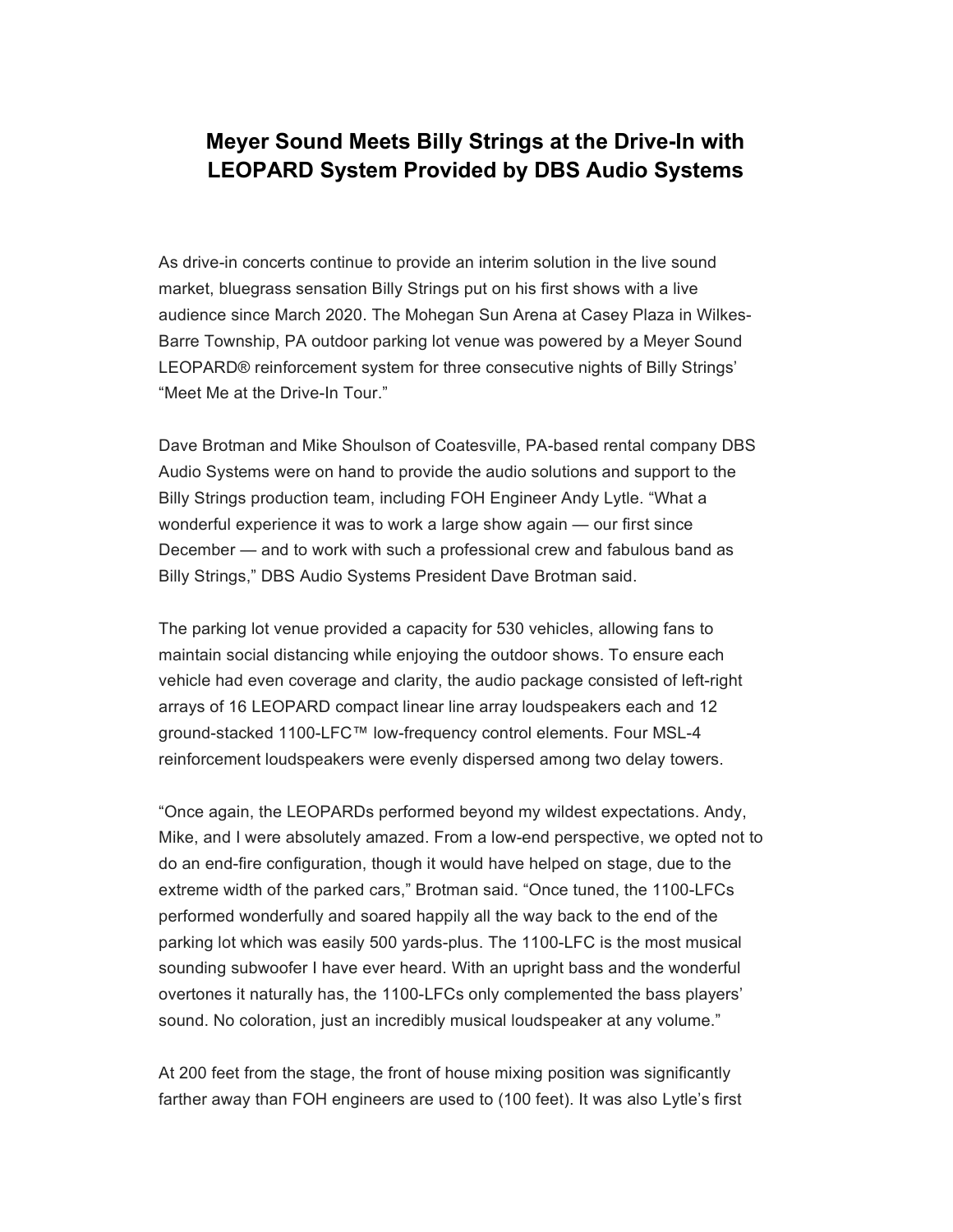# Meyer Sound Meets Billy Strings at the Drive-In with LEOPARD System Provided by DBS Audio Systems

As drive-in concerts continue to provide an interim solution in the live sound market, bluegrass sensation Billy Strings put on his first shows with a live audience since March 2020. The Mohegan Sun Arena at Casey Plaza in Wilkes-Barre Township, PA outdoor parking lot venue was powered by a Meyer Sound LEOPARD® reinforcement system for three consecutive nights of Billy Strings' "Meet Me at the Drive-In Tour."

Dave Brotman and Mike Shoulson of Coatesville, PA-based rental company DBS Audio Systems were on hand to provide the audio solutions and support to the Billy Strings production team, including FOH Engineer Andy Lytle. "What a wonderful experience it was to work a large show again — our first since December — and to work with such a professional crew and fabulous band as Billy Strings," DBS Audio Systems President Dave Brotman said.

The parking lot venue provided a capacity for 530 vehicles, allowing fans to maintain social distancing while enjoying the outdoor shows. To ensure each vehicle had even coverage and clarity, the audio package consisted of left-right arrays of 16 LEOPARD compact linear line array loudspeakers each and 12 ground-stacked 1100-LFC™ low-frequency control elements. Four MSL-4 reinforcement loudspeakers were evenly dispersed among two delay towers.

"Once again, the LEOPARDs performed beyond my wildest expectations. Andy, Mike, and I were absolutely amazed. From a low-end perspective, we opted not to do an end-fire configuration, though it would have helped on stage, due to the extreme width of the parked cars," Brotman said. "Once tuned, the 1100-LFCs performed wonderfully and soared happily all the way back to the end of the parking lot which was easily 500 yards-plus. The 1100-LFC is the most musical sounding subwoofer I have ever heard. With an upright bass and the wonderful overtones it naturally has, the 1100-LFCs only complemented the bass players' sound. No coloration, just an incredibly musical loudspeaker at any volume."

At 200 feet from the stage, the front of house mixing position was significantly farther away than FOH engineers are used to (100 feet). It was also Lytle's first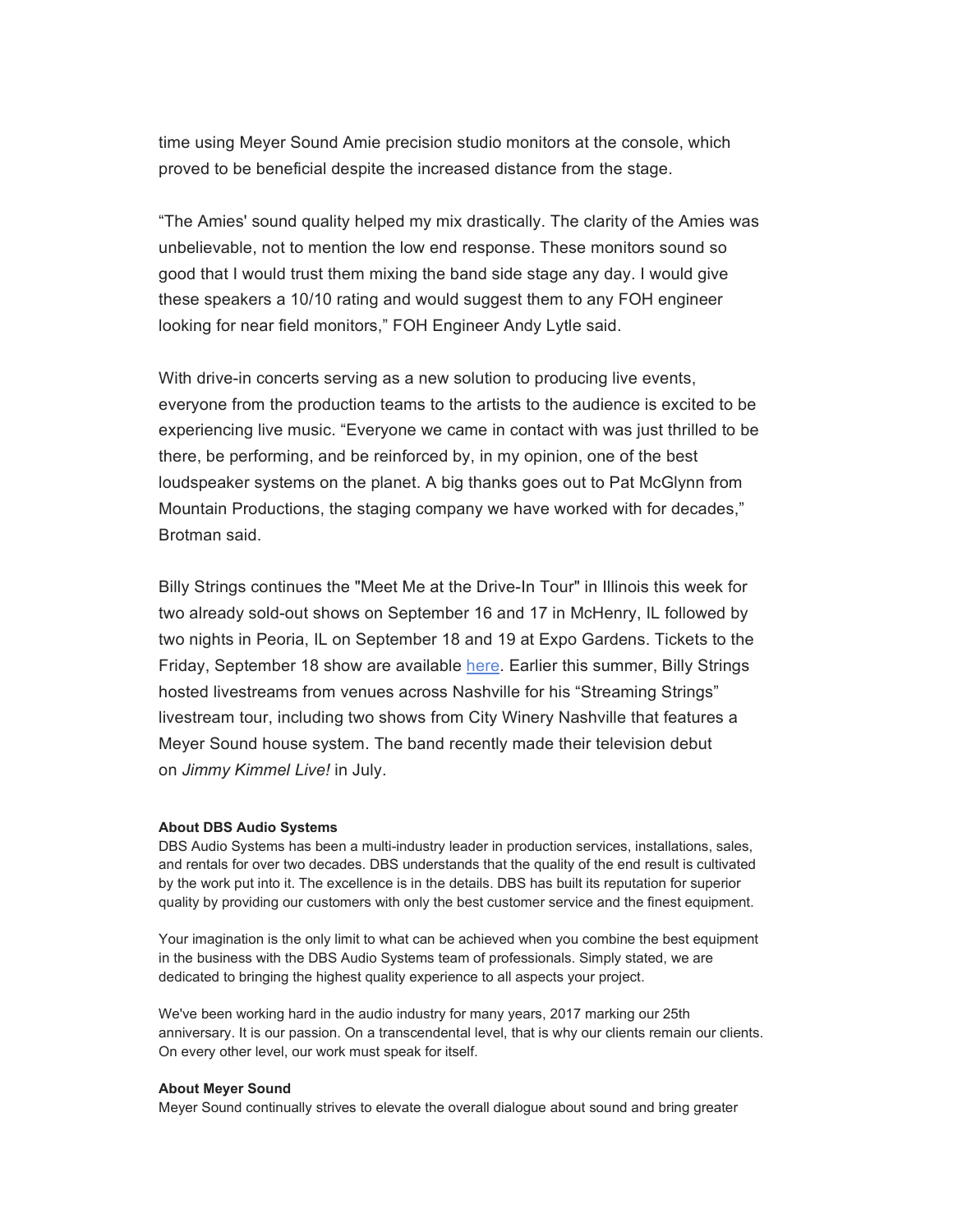time using Meyer Sound Amie precision studio monitors at the console, which proved to be beneficial despite the increased distance from the stage.

“The Amies' sound quality helped my mix drastically. The clarity of the Amies was unbelievable, not to mention the low end response. These monitors sound so good that I would trust them mixing the band side stage any day. I would give these speakers a 10/10 rating and would suggest them to any FOH engineer looking for near field monitors,” FOH Engineer Andy Lytle said.

With drive-in concerts serving as a new solution to producing live events, everyone from the production teams to the artists to the audience is excited to be experiencing live music. “Everyone we came in contact with was just thrilled to be there, be performing, and be reinforced by, in my opinion, one of the best loudspeaker systems on the planet. A big thanks goes out to Pat McGlynn from Mountain Productions, the staging company we have worked with for decades,” Brotman said.

Billy Strings continues the "Meet Me at the Drive-In Tour" in Illinois this week for two already sold-out shows on September 16 and 17 in McHenry, IL followed by two nights in Peoria, IL on September 18 and 19 at Expo Gardens. Tickets to the Friday, September 18 show are available here. Earlier this summer, Billy Strings hosted livestreams from venues across Nashville for his “Streaming Strings” livestream tour, including two shows from City Winery Nashville that features a Meyer Sound house system. The band recently made their television debut on *Jimmy Kimmel Live!* in July.

**About DBS Audio Systems**
DBS Audio Systems has been a multi-industry leader in production services, installations, sales, and rentals for over two decades. DBS understands that the quality of the end result is cultivated by the work put into it. The excellence is in the details. DBS has built its reputation for superior quality by providing our customers with only the best customer service and the finest equipment.

Your imagination is the only limit to what can be achieved when you combine the best equipment in the business with the DBS Audio Systems team of professionals. Simply stated, we are dedicated to bringing the highest quality experience to all aspects your project.

We've been working hard in the audio industry for many years, 2017 marking our 25th anniversary. It is our passion. On a transcendental level, that is why our clients remain our clients. On every other level, our work must speak for itself.

**About Meyer Sound**
Meyer Sound continually strives to elevate the overall dialogue about sound and bring greater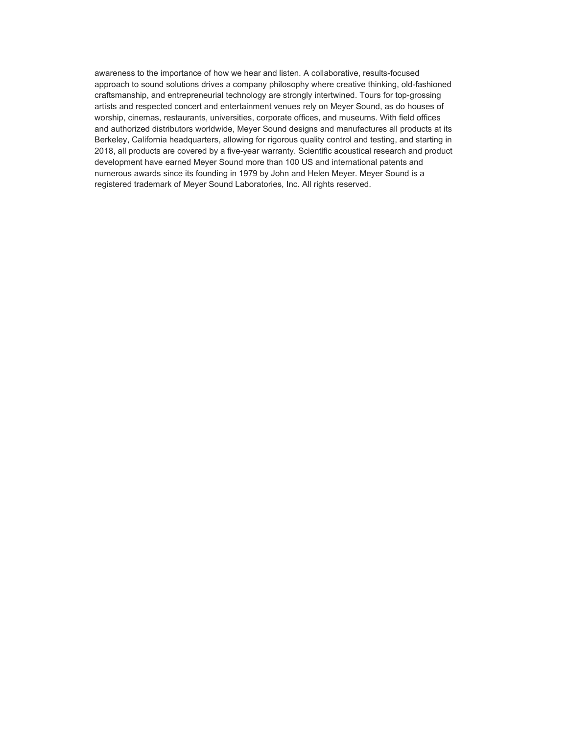awareness to the importance of how we hear and listen. A collaborative, results-focused approach to sound solutions drives a company philosophy where creative thinking, old-fashioned craftsmanship, and entrepreneurial technology are strongly intertwined. Tours for top-grossing artists and respected concert and entertainment venues rely on Meyer Sound, as do houses of worship, cinemas, restaurants, universities, corporate offices, and museums. With field offices and authorized distributors worldwide, Meyer Sound designs and manufactures all products at its Berkeley, California headquarters, allowing for rigorous quality control and testing, and starting in 2018, all products are covered by a five-year warranty. Scientific acoustical research and product development have earned Meyer Sound more than 100 US and international patents and numerous awards since its founding in 1979 by John and Helen Meyer. Meyer Sound is a registered trademark of Meyer Sound Laboratories, Inc. All rights reserved.